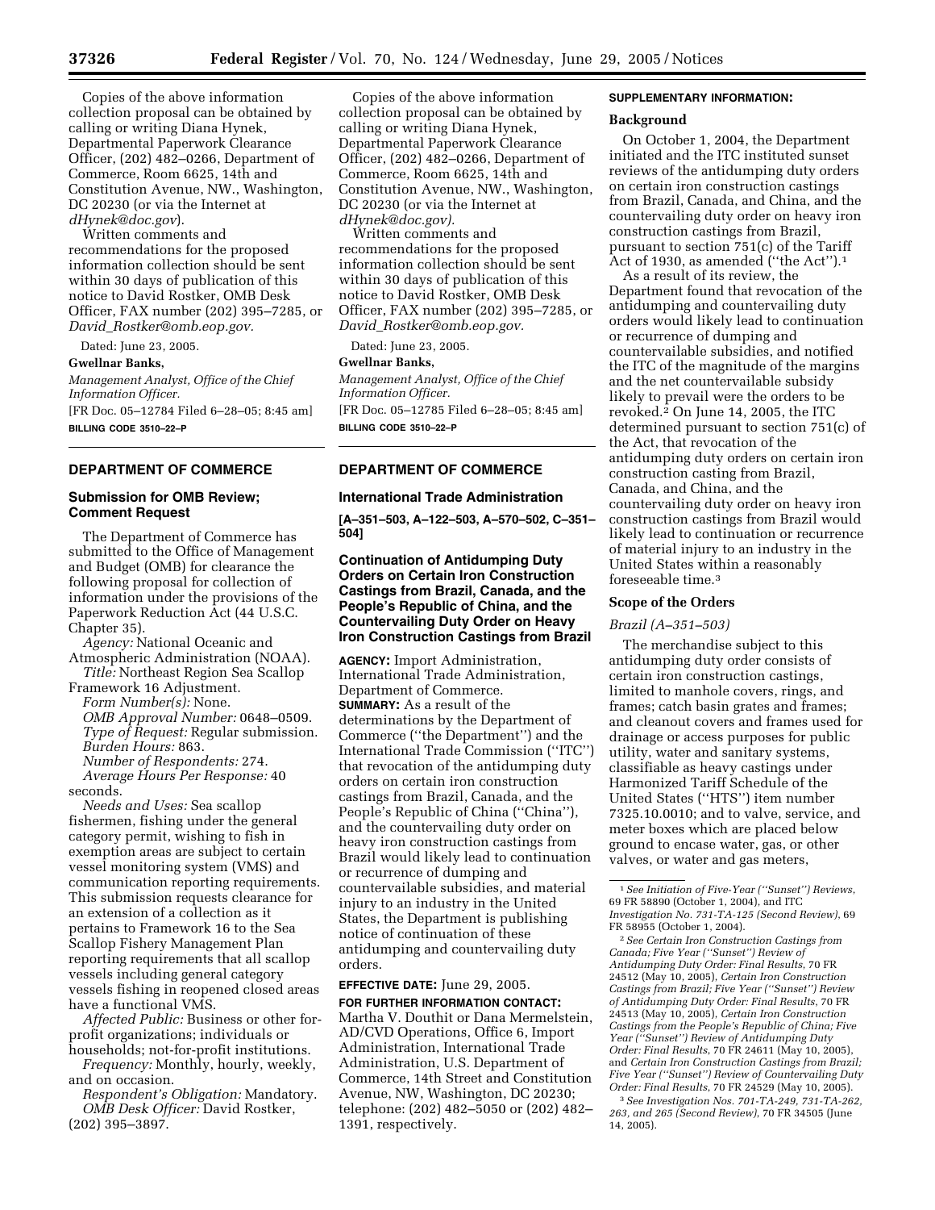Copies of the above information collection proposal can be obtained by calling or writing Diana Hynek, Departmental Paperwork Clearance Officer, (202) 482–0266, Department of Commerce, Room 6625, 14th and Constitution Avenue, NW., Washington, DC 20230 (or via the Internet at *dHynek@doc.gov*).

Written comments and recommendations for the proposed information collection should be sent within 30 days of publication of this notice to David Rostker, OMB Desk Officer, FAX number (202) 395–7285, or *David_Rostker@omb.eop.gov*.

Dated: June 23, 2005.

**Gwellnar Banks,**

*Management Analyst, Office of the Chief Information Officer.*

[FR Doc. 05–12784 Filed 6–28–05; 8:45 am]

**BILLING CODE 3510–22–P**

## DEPARTMENT OF COMMERCE

### Submission for OMB Review; Comment Request

The Department of Commerce has submitted to the Office of Management and Budget (OMB) for clearance the following proposal for collection of information under the provisions of the Paperwork Reduction Act (44 U.S.C. Chapter 35).

*Agency:* National Oceanic and Atmospheric Administration (NOAA).

*Title:* Northeast Region Sea Scallop Framework 16 Adjustment.

*Form Number(s):* None.

*OMB Approval Number:* 0648–0509.

*Type of Request:* Regular submission.

*Burden Hours:* 863.

*Number of Respondents:* 274.

*Average Hours Per Response:* 40 seconds.

*Needs and Uses:* Sea scallop fishermen, fishing under the general category permit, wishing to fish in exemption areas are subject to certain vessel monitoring system (VMS) and communication reporting requirements. This submission requests clearance for an extension of a collection as it pertains to Framework 16 to the Sea Scallop Fishery Management Plan reporting requirements that all scallop vessels including general category vessels fishing in reopened closed areas have a functional VMS.

*Affected Public:* Business or other for-profit organizations; individuals or households; not-for-profit institutions.

*Frequency:* Monthly, hourly, weekly, and on occasion.

*Respondent's Obligation:* Mandatory.

*OMB Desk Officer:* David Rostker, (202) 395–3897.

Copies of the above information collection proposal can be obtained by calling or writing Diana Hynek, Departmental Paperwork Clearance Officer, (202) 482–0266, Department of Commerce, Room 6625, 14th and Constitution Avenue, NW., Washington, DC 20230 (or via the Internet at *dHynek@doc.gov).*

Written comments and recommendations for the proposed information collection should be sent within 30 days of publication of this notice to David Rostker, OMB Desk Officer, FAX number (202) 395–7285, or *David_Rostker@omb.eop.gov.*

Dated: June 23, 2005.

**Gwellnar Banks,**

*Management Analyst, Office of the Chief Information Officer.*

[FR Doc. 05–12785 Filed 6–28–05; 8:45 am]

**BILLING CODE 3510–22–P**

## DEPARTMENT OF COMMERCE

### International Trade Administration

**[A–351–503, A–122–503, A–570–502, C–351–504]**

### Continuation of Antidumping Duty Orders on Certain Iron Construction Castings from Brazil, Canada, and the People's Republic of China, and the Countervailing Duty Order on Heavy Iron Construction Castings from Brazil

**AGENCY:** Import Administration, International Trade Administration, Department of Commerce.

**SUMMARY:** As a result of the determinations by the Department of Commerce (''the Department'') and the International Trade Commission (''ITC'') that revocation of the antidumping duty orders on certain iron construction castings from Brazil, Canada, and the People's Republic of China (''China''), and the countervailing duty order on heavy iron construction castings from Brazil would likely lead to continuation or recurrence of dumping and countervailable subsidies, and material injury to an industry in the United States, the Department is publishing notice of continuation of these antidumping and countervailing duty orders.

**EFFECTIVE DATE:** June 29, 2005.

**FOR FURTHER INFORMATION CONTACT:** Martha V. Douthit or Dana Mermelstein, AD/CVD Operations, Office 6, Import Administration, International Trade Administration, U.S. Department of Commerce, 14th Street and Constitution Avenue, NW, Washington, DC 20230; telephone: (202) 482–5050 or (202) 482–1391, respectively.

**SUPPLEMENTARY INFORMATION:**

**Background**

On October 1, 2004, the Department initiated and the ITC instituted sunset reviews of the antidumping duty orders on certain iron construction castings from Brazil, Canada, and China, and the countervailing duty order on heavy iron construction castings from Brazil, pursuant to section 751(c) of the Tariff Act of 1930, as amended (''the Act'').[1]

As a result of its review, the Department found that revocation of the antidumping and countervailing duty orders would likely lead to continuation or recurrence of dumping and countervailable subsidies, and notified the ITC of the magnitude of the margins and the net countervailable subsidy likely to prevail were the orders to be revoked.[2] On June 14, 2005, the ITC determined pursuant to section 751(c) of the Act, that revocation of the antidumping duty orders on certain iron construction casting from Brazil, Canada, and China, and the countervailing duty order on heavy iron construction castings from Brazil would likely lead to continuation or recurrence of material injury to an industry in the United States within a reasonably foreseeable time.[3]

**Scope of the Orders**

*Brazil (A–351–503)*

The merchandise subject to this antidumping duty order consists of certain iron construction castings, limited to manhole covers, rings, and frames; catch basin grates and frames; and cleanout covers and frames used for drainage or access purposes for public utility, water and sanitary systems, classifiable as heavy castings under Harmonized Tariff Schedule of the United States (''HTS'') item number 7325.10.0010; and to valve, service, and meter boxes which are placed below ground to encase water, gas, or other valves, or water and gas meters,

[1] *See Initiation of Five-Year (''Sunset'') Reviews*, 69 FR 58890 (October 1, 2004), and ITC *Investigation No. 731-TA-125 (Second Review)*, 69 FR 58955 (October 1, 2004).

[2] *See Certain Iron Construction Castings from Canada; Five Year (''Sunset'') Review of Antidumping Duty Order: Final Results*, 70 FR 24512 (May 10, 2005), *Certain Iron Construction Castings from Brazil; Five Year (''Sunset'') Review of Antidumping Duty Order: Final Results*, 70 FR 24513 (May 10, 2005), *Certain Iron Construction Castings from the People's Republic of China; Five Year (''Sunset'') Review of Antidumping Duty Order: Final Results*, 70 FR 24611 (May 10, 2005), and *Certain Iron Construction Castings from Brazil; Five Year (''Sunset'') Review of Countervailing Duty Order: Final Results*, 70 FR 24529 (May 10, 2005).

[3] *See Investigation Nos. 701-TA-249, 731-TA-262, 263, and 265 (Second Review)*, 70 FR 34505 (June 14, 2005).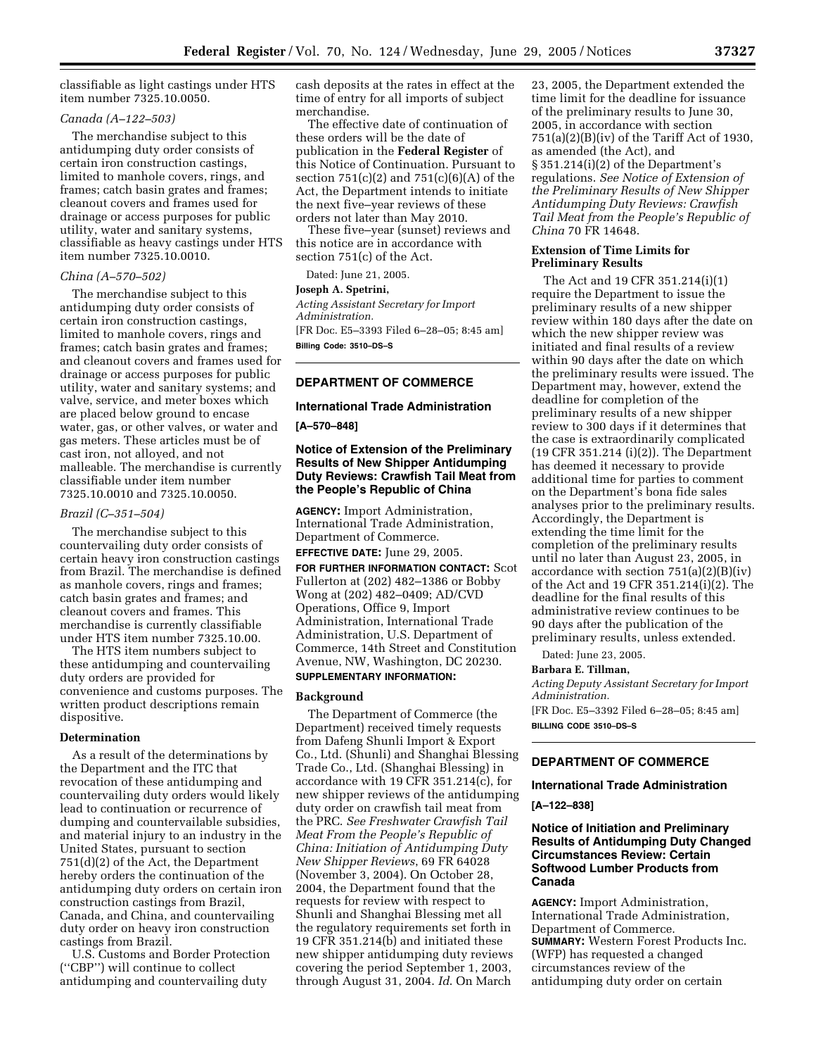classifiable as light castings under HTS item number 7325.10.0050.

*Canada (A–122–503)*

The merchandise subject to this antidumping duty order consists of certain iron construction castings, limited to manhole covers, rings, and frames; catch basin grates and frames; cleanout covers and frames used for drainage or access purposes for public utility, water and sanitary systems, classifiable as heavy castings under HTS item number 7325.10.0010.

*China (A–570–502)*

The merchandise subject to this antidumping duty order consists of certain iron construction castings, limited to manhole covers, rings and frames; catch basin grates and frames; and cleanout covers and frames used for drainage or access purposes for public utility, water and sanitary systems; and valve, service, and meter boxes which are placed below ground to encase water, gas, or other valves, or water and gas meters. These articles must be of cast iron, not alloyed, and not malleable. The merchandise is currently classifiable under item number 7325.10.0010 and 7325.10.0050.

*Brazil (C–351–504)*

The merchandise subject to this countervailing duty order consists of certain heavy iron construction castings from Brazil. The merchandise is defined as manhole covers, rings and frames; catch basin grates and frames; and cleanout covers and frames. This merchandise is currently classifiable under HTS item number 7325.10.00.

The HTS item numbers subject to these antidumping and countervailing duty orders are provided for convenience and customs purposes. The written product descriptions remain dispositive.

**Determination**

As a result of the determinations by the Department and the ITC that revocation of these antidumping and countervailing duty orders would likely lead to continuation or recurrence of dumping and countervailable subsidies, and material injury to an industry in the United States, pursuant to section 751(d)(2) of the Act, the Department hereby orders the continuation of the antidumping duty orders on certain iron construction castings from Brazil, Canada, and China, and countervailing duty order on heavy iron construction castings from Brazil.

U.S. Customs and Border Protection (''CBP'') will continue to collect antidumping and countervailing duty cash deposits at the rates in effect at the time of entry for all imports of subject merchandise.

The effective date of continuation of these orders will be the date of publication in the **Federal Register** of this Notice of Continuation. Pursuant to section 751(c)(2) and 751(c)(6)(A) of the Act, the Department intends to initiate the next five–year reviews of these orders not later than May 2010.

These five–year (sunset) reviews and this notice are in accordance with section 751(c) of the Act.

Dated: June 21, 2005.

**Joseph A. Spetrini,**

*Acting Assistant Secretary for Import Administration.*

[FR Doc. E5–3393 Filed 6–28–05; 8:45 am]

**Billing Code: 3510–DS–S**

---

## DEPARTMENT OF COMMERCE

### International Trade Administration

**[A–570–848]**

### Notice of Extension of the Preliminary Results of New Shipper Antidumping Duty Reviews: Crawfish Tail Meat from the People's Republic of China

**AGENCY:** Import Administration, International Trade Administration, Department of Commerce.

**EFFECTIVE DATE:** June 29, 2005.

**FOR FURTHER INFORMATION CONTACT:** Scot Fullerton at (202) 482–1386 or Bobby Wong at (202) 482–0409; AD/CVD Operations, Office 9, Import Administration, International Trade Administration, U.S. Department of Commerce, 14th Street and Constitution Avenue, NW, Washington, DC 20230.

**SUPPLEMENTARY INFORMATION:**

**Background**

The Department of Commerce (the Department) received timely requests from Dafeng Shunli Import & Export Co., Ltd. (Shunli) and Shanghai Blessing Trade Co., Ltd. (Shanghai Blessing) in accordance with 19 CFR 351.214(c), for new shipper reviews of the antidumping duty order on crawfish tail meat from the PRC. *See Freshwater Crawfish Tail Meat From the People's Republic of China: Initiation of Antidumping Duty New Shipper Reviews*, 69 FR 64028 (November 3, 2004). On October 28, 2004, the Department found that the requests for review with respect to Shunli and Shanghai Blessing met all the regulatory requirements set forth in 19 CFR 351.214(b) and initiated these new shipper antidumping duty reviews covering the period September 1, 2003, through August 31, 2004. *Id.* On March 23, 2005, the Department extended the time limit for the deadline for issuance of the preliminary results to June 30, 2005, in accordance with section 751(a)(2)(B)(iv) of the Tariff Act of 1930, as amended (the Act), and § 351.214(i)(2) of the Department's regulations. *See Notice of Extension of the Preliminary Results of New Shipper Antidumping Duty Reviews: Crawfish Tail Meat from the People's Republic of China* 70 FR 14648.

**Extension of Time Limits for Preliminary Results**

The Act and 19 CFR 351.214(i)(1) require the Department to issue the preliminary results of a new shipper review within 180 days after the date on which the new shipper review was initiated and final results of a review within 90 days after the date on which the preliminary results were issued. The Department may, however, extend the deadline for completion of the preliminary results of a new shipper review to 300 days if it determines that the case is extraordinarily complicated (19 CFR 351.214 (i)(2)). The Department has deemed it necessary to provide additional time for parties to comment on the Department's bona fide sales analyses prior to the preliminary results. Accordingly, the Department is extending the time limit for the completion of the preliminary results until no later than August 23, 2005, in accordance with section 751(a)(2)(B)(iv) of the Act and 19 CFR 351.214(i)(2). The deadline for the final results of this administrative review continues to be 90 days after the publication of the preliminary results, unless extended.

Dated: June 23, 2005.

**Barbara E. Tillman,**

*Acting Deputy Assistant Secretary for Import Administration.*

[FR Doc. E5–3392 Filed 6–28–05; 8:45 am]

**BILLING CODE 3510–DS–S**

---

## DEPARTMENT OF COMMERCE

### International Trade Administration

**[A–122–838]**

### Notice of Initiation and Preliminary Results of Antidumping Duty Changed Circumstances Review: Certain Softwood Lumber Products from Canada

**AGENCY:** Import Administration, International Trade Administration, Department of Commerce.

**SUMMARY:** Western Forest Products Inc. (WFP) has requested a changed circumstances review of the antidumping duty order on certain